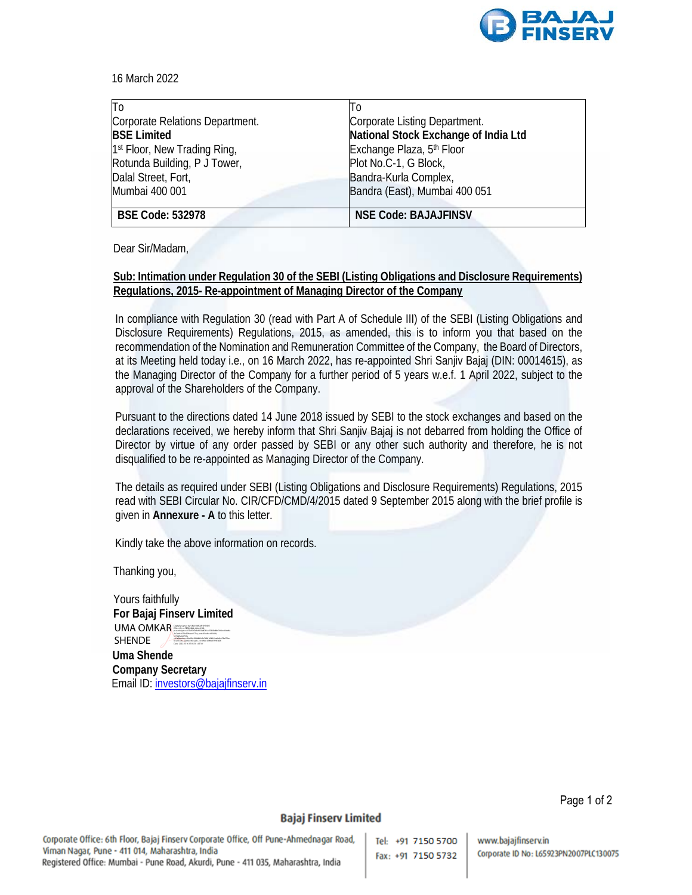16 March 2022

| To<br>Corporate Relations Department.<br>**BSE Limited**<br>1st Floor, New Trading Ring,<br>Rotunda Building, P J Tower,<br>Dalal Street, Fort,<br>Mumbai 400 001 | To<br>Corporate Listing Department.<br>**National Stock Exchange of India Ltd**<br>Exchange Plaza, 5th Floor<br>Plot No.C-1, G Block,<br>Bandra-Kurla Complex,<br>Bandra (East), Mumbai 400 051 |
|---|---|
| **BSE Code: 532978** | **NSE Code: BAJAJFINSV** |

Dear Sir/Madam,

**Sub: Intimation under Regulation 30 of the SEBI (Listing Obligations and Disclosure Requirements) Regulations, 2015- Re-appointment of Managing Director of the Company**

In compliance with Regulation 30 (read with Part A of Schedule III) of the SEBI (Listing Obligations and Disclosure Requirements) Regulations, 2015, as amended, this is to inform you that based on the recommendation of the Nomination and Remuneration Committee of the Company, the Board of Directors, at its Meeting held today i.e., on 16 March 2022, has re-appointed Shri Sanjiv Bajaj (DIN: 00014615), as the Managing Director of the Company for a further period of 5 years w.e.f. 1 April 2022, subject to the approval of the Shareholders of the Company.

Pursuant to the directions dated 14 June 2018 issued by SEBI to the stock exchanges and based on the declarations received, we hereby inform that Shri Sanjiv Bajaj is not debarred from holding the Office of Director by virtue of any order passed by SEBI or any other such authority and therefore, he is not disqualified to be re-appointed as Managing Director of the Company.

The details as required under SEBI (Listing Obligations and Disclosure Requirements) Regulations, 2015 read with SEBI Circular No. CIR/CFD/CMD/4/2015 dated 9 September 2015 along with the brief profile is given in **Annexure - A** to this letter.

Kindly take the above information on records.

Thanking you,

Yours faithfully
**For Bajaj Finserv Limited**

UMA OMKAR SHENDE

**Uma Shende**
**Company Secretary**
Email ID: investors@bajajfinserv.in

**Bajaj Finserv Limited**

Corporate Office: 6th Floor, Bajaj Finserv Corporate Office, Off Pune-Ahmednagar Road, Viman Nagar, Pune - 411 014, Maharashtra, India
Registered Office: Mumbai - Pune Road, Akurdi, Pune - 411 035, Maharashtra, India
Tel: +91 7150 5700
Fax: +91 7150 5732
www.bajajfinserv.in
Corporate ID No: L65923PN2007PLC130075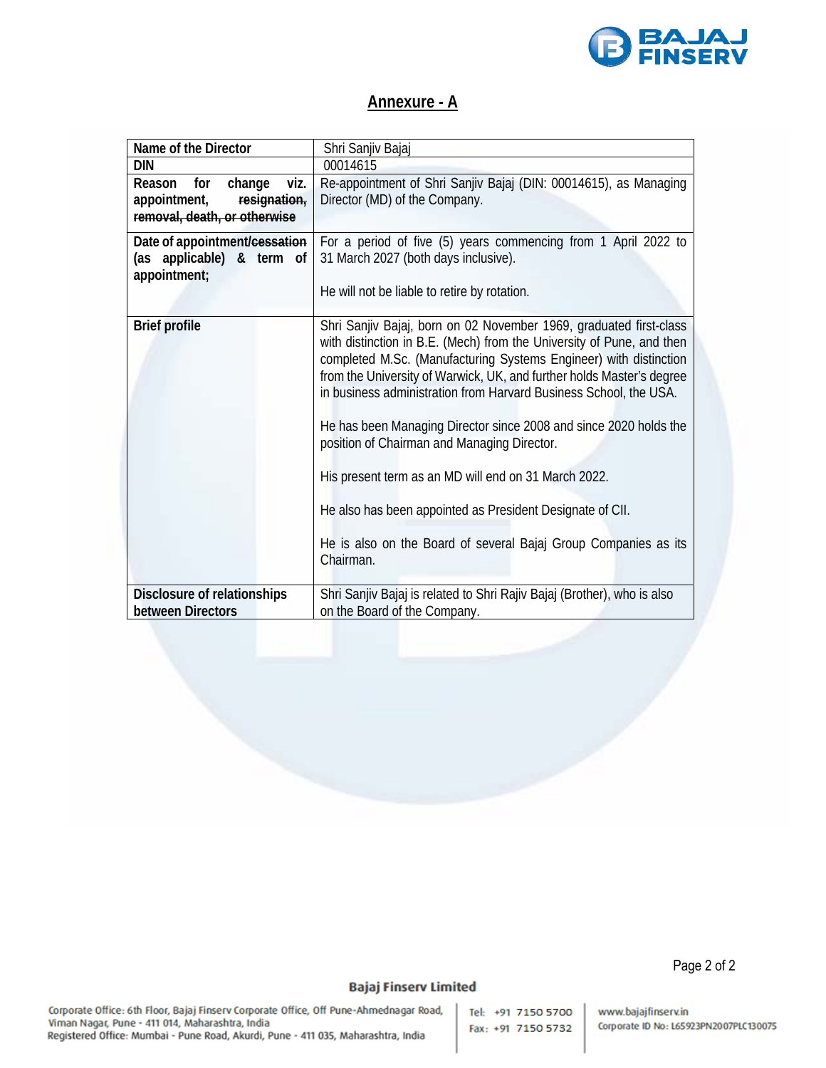## Annexure - A

| | |
|---|---|
| **Name of the Director** | Shri Sanjiv Bajaj |
| **DIN** | 00014615 |
| **Reason for change viz. appointment, ~~resignation, removal, death, or otherwise~~** | Re-appointment of Shri Sanjiv Bajaj (DIN: 00014615), as Managing Director (MD) of the Company. |
| **Date of appointment/~~cessation~~ (as applicable) & term of appointment;** | For a period of five (5) years commencing from 1 April 2022 to 31 March 2027 (both days inclusive).<br><br>He will not be liable to retire by rotation. |
| **Brief profile** | Shri Sanjiv Bajaj, born on 02 November 1969, graduated first-class with distinction in B.E. (Mech) from the University of Pune, and then completed M.Sc. (Manufacturing Systems Engineer) with distinction from the University of Warwick, UK, and further holds Master's degree in business administration from Harvard Business School, the USA.<br><br>He has been Managing Director since 2008 and since 2020 holds the position of Chairman and Managing Director.<br><br>His present term as an MD will end on 31 March 2022.<br><br>He also has been appointed as President Designate of CII.<br><br>He is also on the Board of several Bajaj Group Companies as its Chairman. |
| **Disclosure of relationships between Directors** | Shri Sanjiv Bajaj is related to Shri Rajiv Bajaj (Brother), who is also on the Board of the Company. |

**Bajaj Finserv Limited**

Corporate Office: 6th Floor, Bajaj Finserv Corporate Office, Off Pune-Ahmednagar Road, Viman Nagar, Pune - 411 014, Maharashtra, India
Registered Office: Mumbai - Pune Road, Akurdi, Pune - 411 035, Maharashtra, India

Tel: +91 7150 5700
Fax: +91 7150 5732

www.bajajfinserv.in
Corporate ID No: L65923PN2007PLC130075